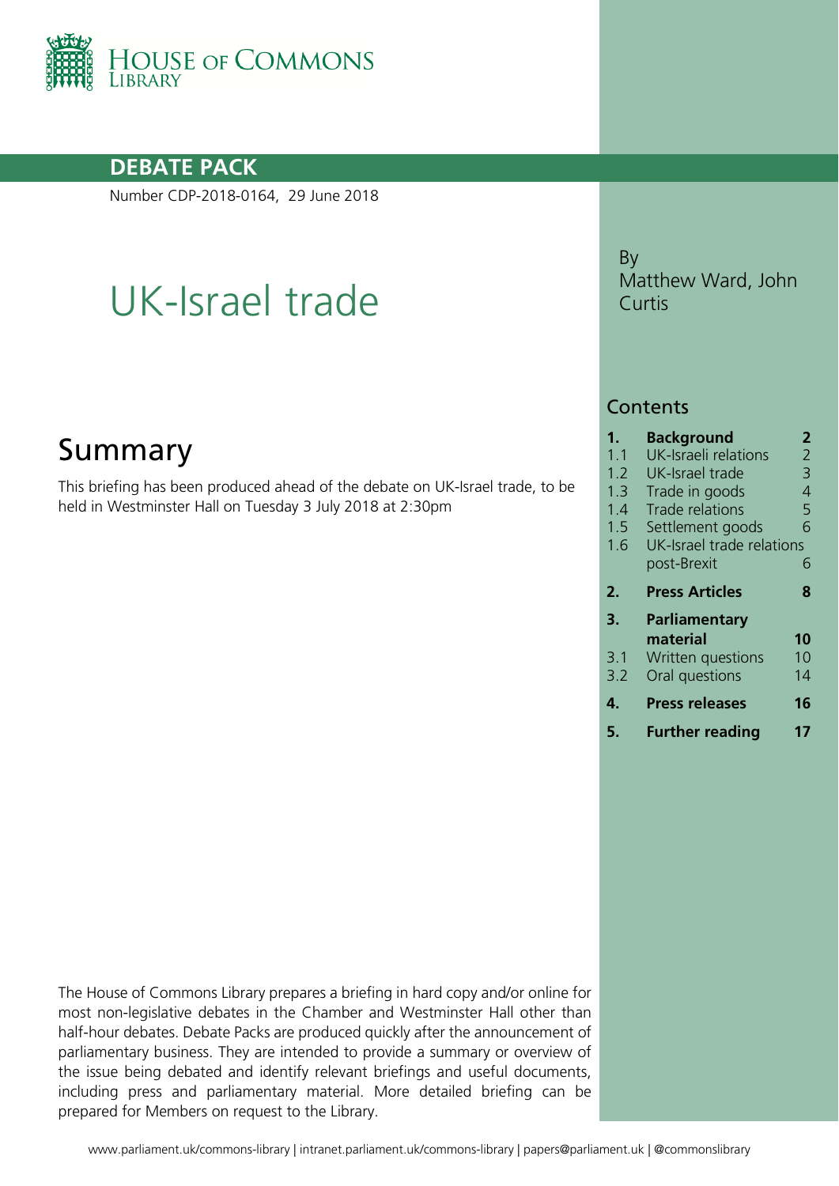HOUSE OF COMMONS LIBRARY

**DEBATE PACK**

Number CDP-2018-0164, 29 June 2018

# UK-Israel trade

By Matthew Ward, John Curtis

## Summary

This briefing has been produced ahead of the debate on UK-Israel trade, to be held in Westminster Hall on Tuesday 3 July 2018 at 2:30pm

## Contents

| | | |
|---|---|---|
| **1.** | **Background** | **2** |
| 1.1 | UK-Israeli relations | 2 |
| 1.2 | UK-Israel trade | 3 |
| 1.3 | Trade in goods | 4 |
| 1.4 | Trade relations | 5 |
| 1.5 | Settlement goods | 6 |
| 1.6 | UK-Israel trade relations post-Brexit | 6 |
| **2.** | **Press Articles** | **8** |
| **3.** | **Parliamentary material** | **10** |
| 3.1 | Written questions | 10 |
| 3.2 | Oral questions | 14 |
| **4.** | **Press releases** | **16** |
| **5.** | **Further reading** | **17** |

The House of Commons Library prepares a briefing in hard copy and/or online for most non-legislative debates in the Chamber and Westminster Hall other than half-hour debates. Debate Packs are produced quickly after the announcement of parliamentary business. They are intended to provide a summary or overview of the issue being debated and identify relevant briefings and useful documents, including press and parliamentary material. More detailed briefing can be prepared for Members on request to the Library.

www.parliament.uk/commons-library | intranet.parliament.uk/commons-library | papers@parliament.uk | @commonslibrary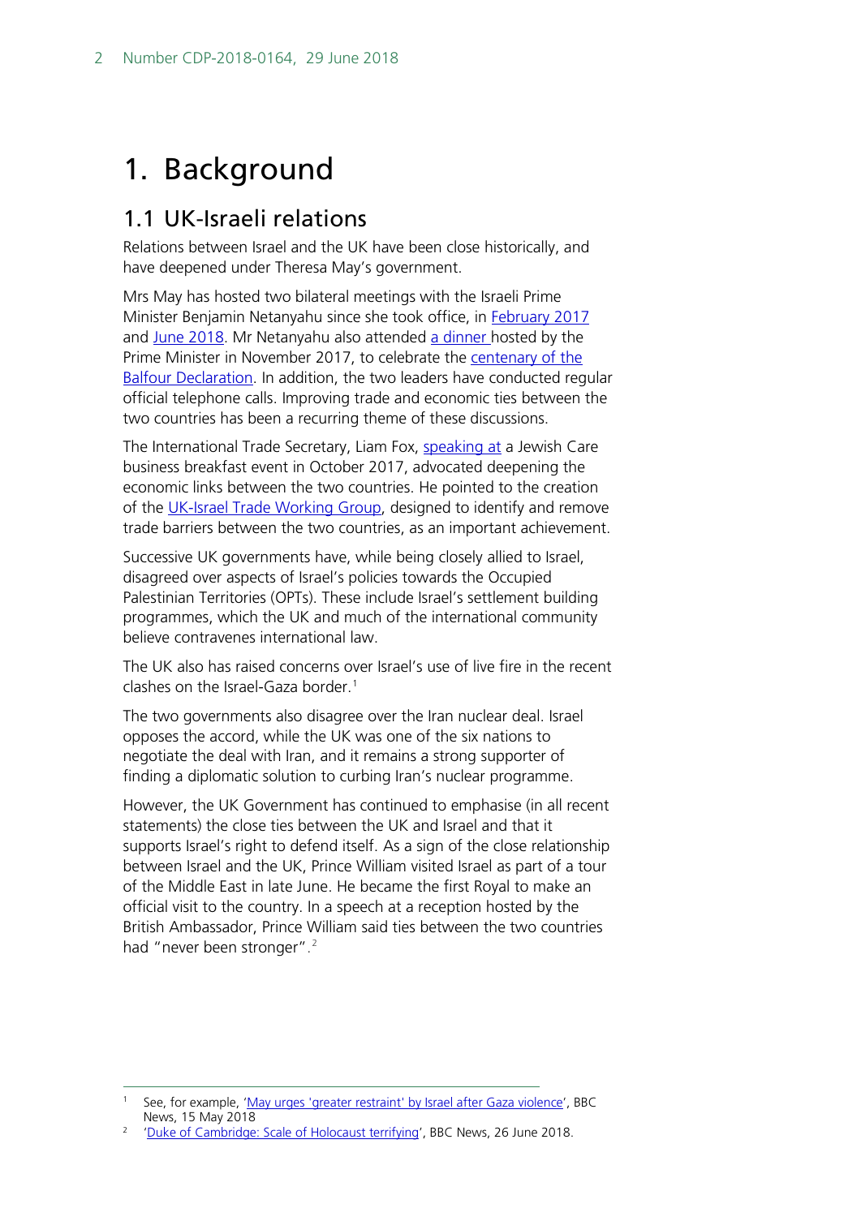# 1. Background

## 1.1 UK-Israeli relations

Relations between Israel and the UK have been close historically, and have deepened under Theresa May's government.

Mrs May has hosted two bilateral meetings with the Israeli Prime Minister Benjamin Netanyahu since she took office, in February 2017 and June 2018. Mr Netanyahu also attended a dinner hosted by the Prime Minister in November 2017, to celebrate the centenary of the Balfour Declaration. In addition, the two leaders have conducted regular official telephone calls. Improving trade and economic ties between the two countries has been a recurring theme of these discussions.

The International Trade Secretary, Liam Fox, speaking at a Jewish Care business breakfast event in October 2017, advocated deepening the economic links between the two countries. He pointed to the creation of the UK-Israel Trade Working Group, designed to identify and remove trade barriers between the two countries, as an important achievement.

Successive UK governments have, while being closely allied to Israel, disagreed over aspects of Israel's policies towards the Occupied Palestinian Territories (OPTs). These include Israel's settlement building programmes, which the UK and much of the international community believe contravenes international law.

The UK also has raised concerns over Israel's use of live fire in the recent clashes on the Israel-Gaza border.[1]

The two governments also disagree over the Iran nuclear deal. Israel opposes the accord, while the UK was one of the six nations to negotiate the deal with Iran, and it remains a strong supporter of finding a diplomatic solution to curbing Iran's nuclear programme.

However, the UK Government has continued to emphasise (in all recent statements) the close ties between the UK and Israel and that it supports Israel's right to defend itself. As a sign of the close relationship between Israel and the UK, Prince William visited Israel as part of a tour of the Middle East in late June. He became the first Royal to make an official visit to the country. In a speech at a reception hosted by the British Ambassador, Prince William said ties between the two countries had "never been stronger".[2]

---

[1] See, for example, 'May urges 'greater restraint' by Israel after Gaza violence', BBC News, 15 May 2018

[2] 'Duke of Cambridge: Scale of Holocaust terrifying', BBC News, 26 June 2018.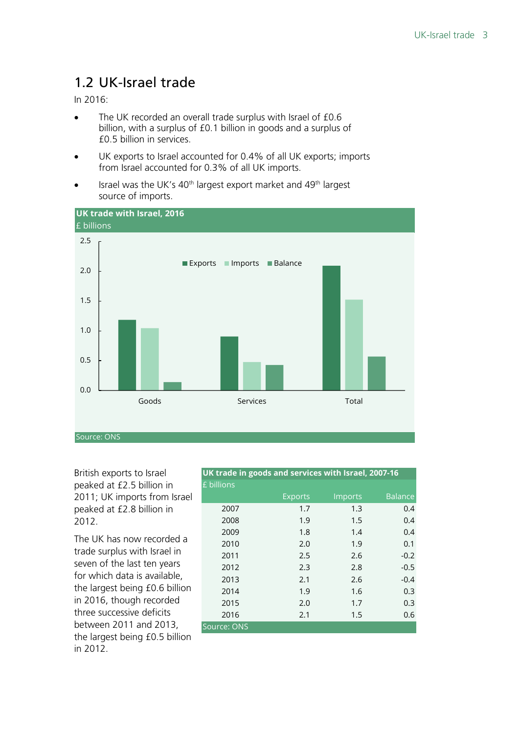## 1.2 UK-Israel trade

In 2016:

- The UK recorded an overall trade surplus with Israel of £0.6 billion, with a surplus of £0.1 billion in goods and a surplus of £0.5 billion in services.
- UK exports to Israel accounted for 0.4% of all UK exports; imports from Israel accounted for 0.3% of all UK imports.
- Israel was the UK's 40th largest export market and 49th largest source of imports.

**UK trade with Israel, 2016**

£ billions

Source: ONS

British exports to Israel peaked at £2.5 billion in 2011; UK imports from Israel peaked at £2.8 billion in 2012.

The UK has now recorded a trade surplus with Israel in seven of the last ten years for which data is available, the largest being £0.6 billion in 2016, though recorded three successive deficits between 2011 and 2013, the largest being £0.5 billion in 2012.

**UK trade in goods and services with Israel, 2007-16**

£ billions

| | Exports | Imports | Balance |
|---|---|---|---|
| 2007 | 1.7 | 1.3 | 0.4 |
| 2008 | 1.9 | 1.5 | 0.4 |
| 2009 | 1.8 | 1.4 | 0.4 |
| 2010 | 2.0 | 1.9 | 0.1 |
| 2011 | 2.5 | 2.6 | -0.2 |
| 2012 | 2.3 | 2.8 | -0.5 |
| 2013 | 2.1 | 2.6 | -0.4 |
| 2014 | 1.9 | 1.6 | 0.3 |
| 2015 | 2.0 | 1.7 | 0.3 |
| 2016 | 2.1 | 1.5 | 0.6 |

Source: ONS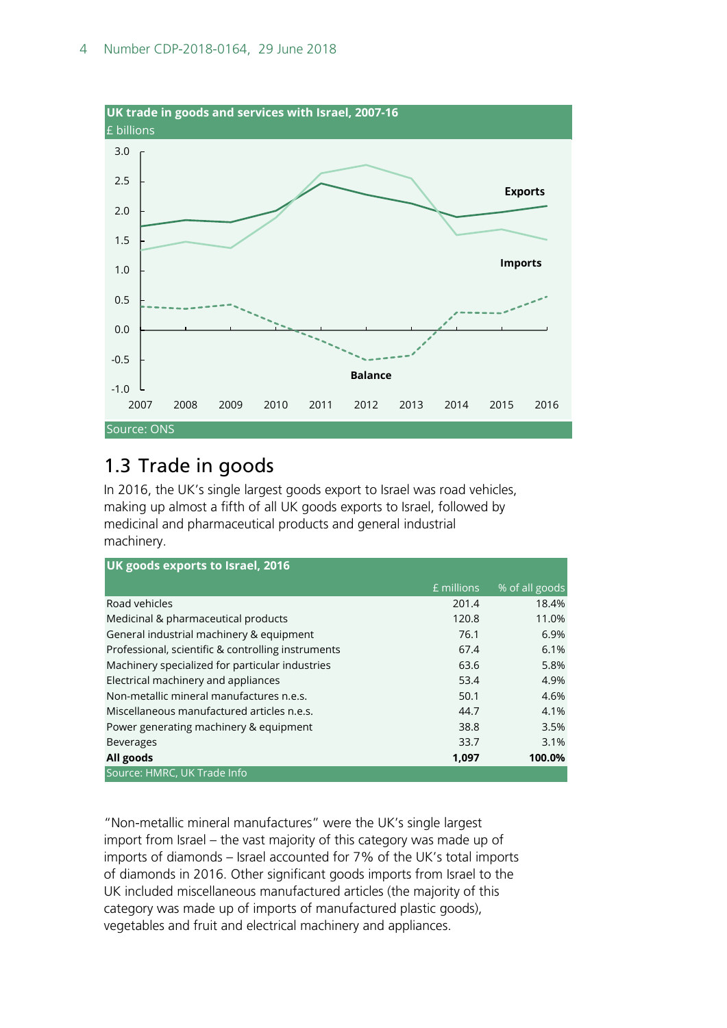**UK trade in goods and services with Israel, 2007-16**

£ billions

Source: ONS

## 1.3 Trade in goods

In 2016, the UK's single largest goods export to Israel was road vehicles, making up almost a fifth of all UK goods exports to Israel, followed by medicinal and pharmaceutical products and general industrial machinery.

**UK goods exports to Israel, 2016**

| | £ millions | % of all goods |
|---|---|---|
| Road vehicles | 201.4 | 18.4% |
| Medicinal & pharmaceutical products | 120.8 | 11.0% |
| General industrial machinery & equipment | 76.1 | 6.9% |
| Professional, scientific & controlling instruments | 67.4 | 6.1% |
| Machinery specialized for particular industries | 63.6 | 5.8% |
| Electrical machinery and appliances | 53.4 | 4.9% |
| Non-metallic mineral manufactures n.e.s. | 50.1 | 4.6% |
| Miscellaneous manufactured articles n.e.s. | 44.7 | 4.1% |
| Power generating machinery & equipment | 38.8 | 3.5% |
| Beverages | 33.7 | 3.1% |
| **All goods** | **1,097** | **100.0%** |

Source: HMRC, UK Trade Info

"Non-metallic mineral manufactures" were the UK's single largest import from Israel – the vast majority of this category was made up of imports of diamonds – Israel accounted for 7% of the UK's total imports of diamonds in 2016. Other significant goods imports from Israel to the UK included miscellaneous manufactured articles (the majority of this category was made up of imports of manufactured plastic goods), vegetables and fruit and electrical machinery and appliances.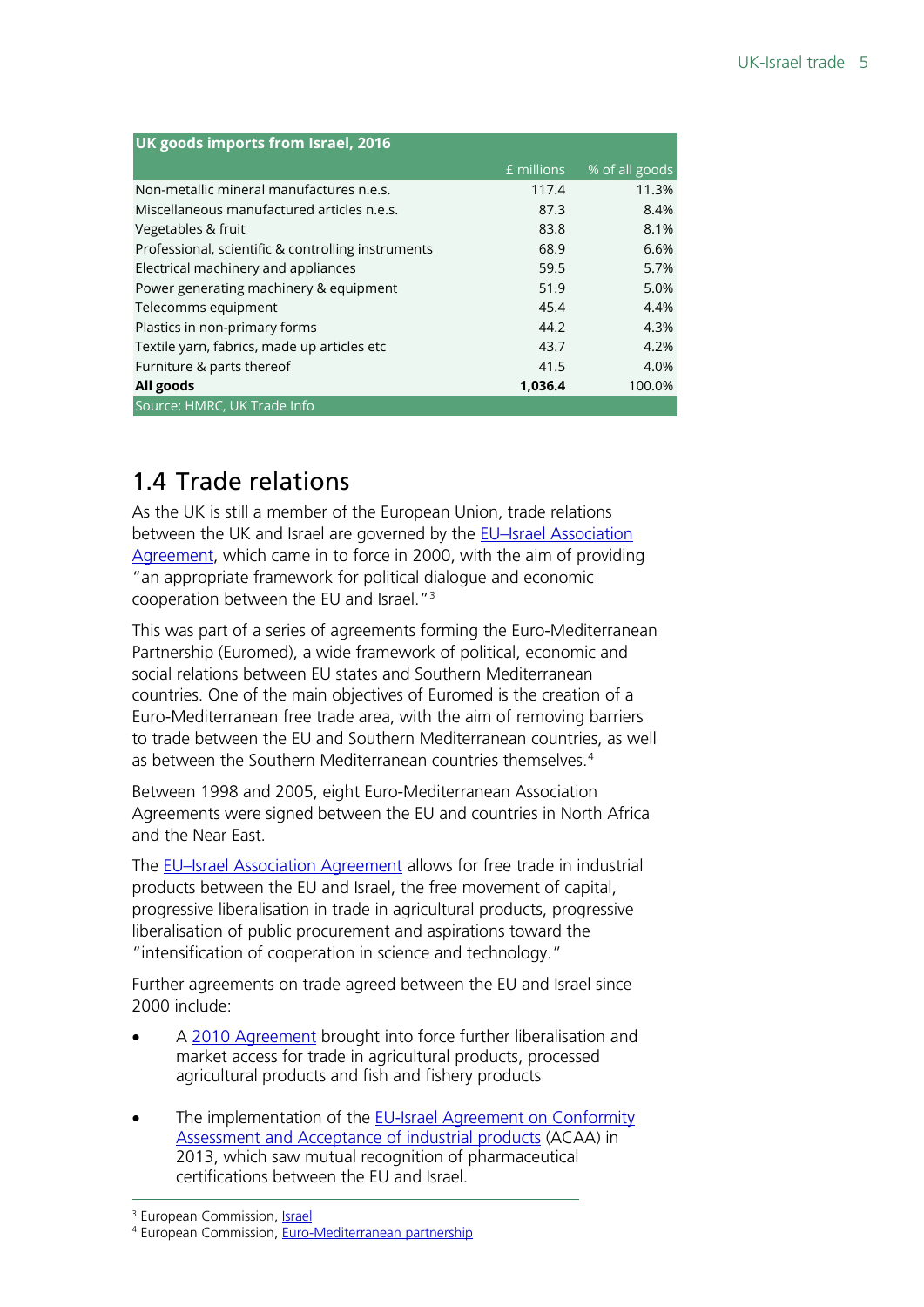| UK goods imports from Israel, 2016 | | |
|---|---|---|
| | £ millions | % of all goods |
| Non-metallic mineral manufactures n.e.s. | 117.4 | 11.3% |
| Miscellaneous manufactured articles n.e.s. | 87.3 | 8.4% |
| Vegetables & fruit | 83.8 | 8.1% |
| Professional, scientific & controlling instruments | 68.9 | 6.6% |
| Electrical machinery and appliances | 59.5 | 5.7% |
| Power generating machinery & equipment | 51.9 | 5.0% |
| Telecomms equipment | 45.4 | 4.4% |
| Plastics in non-primary forms | 44.2 | 4.3% |
| Textile yarn, fabrics, made up articles etc | 43.7 | 4.2% |
| Furniture & parts thereof | 41.5 | 4.0% |
| **All goods** | **1,036.4** | 100.0% |

Source: HMRC, UK Trade Info

## 1.4 Trade relations

As the UK is still a member of the European Union, trade relations between the UK and Israel are governed by the EU–Israel Association Agreement, which came in to force in 2000, with the aim of providing "an appropriate framework for political dialogue and economic cooperation between the EU and Israel."[3]

This was part of a series of agreements forming the Euro-Mediterranean Partnership (Euromed), a wide framework of political, economic and social relations between EU states and Southern Mediterranean countries. One of the main objectives of Euromed is the creation of a Euro-Mediterranean free trade area, with the aim of removing barriers to trade between the EU and Southern Mediterranean countries, as well as between the Southern Mediterranean countries themselves.[4]

Between 1998 and 2005, eight Euro-Mediterranean Association Agreements were signed between the EU and countries in North Africa and the Near East.

The EU–Israel Association Agreement allows for free trade in industrial products between the EU and Israel, the free movement of capital, progressive liberalisation in trade in agricultural products, progressive liberalisation of public procurement and aspirations toward the "intensification of cooperation in science and technology."

Further agreements on trade agreed between the EU and Israel since 2000 include:

- A 2010 Agreement brought into force further liberalisation and market access for trade in agricultural products, processed agricultural products and fish and fishery products
- The implementation of the EU-Israel Agreement on Conformity Assessment and Acceptance of industrial products (ACAA) in 2013, which saw mutual recognition of pharmaceutical certifications between the EU and Israel.

[3] European Commission, Israel
[4] European Commission, Euro-Mediterranean partnership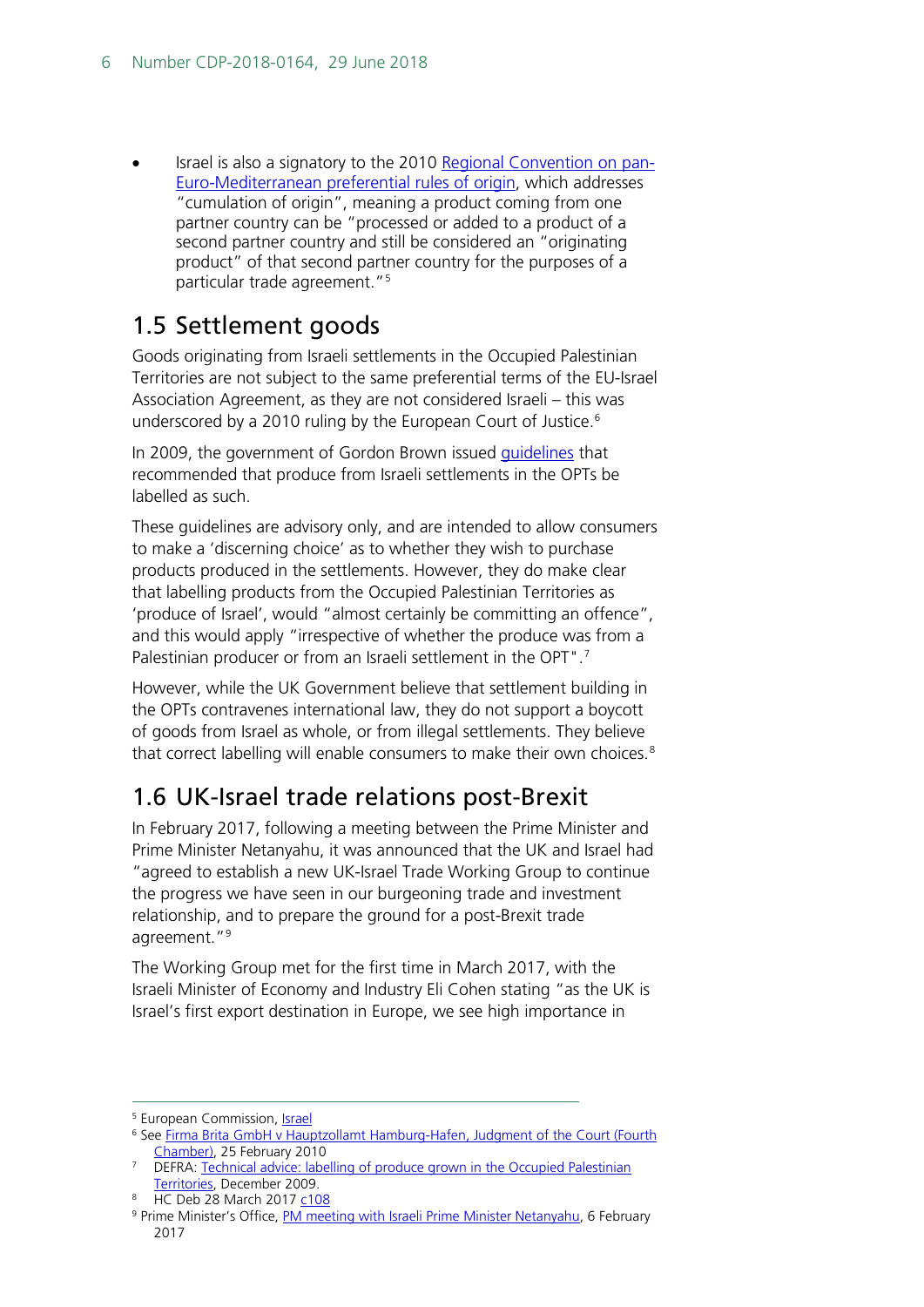- Israel is also a signatory to the 2010 Regional Convention on pan-Euro-Mediterranean preferential rules of origin, which addresses "cumulation of origin", meaning a product coming from one partner country can be "processed or added to a product of a second partner country and still be considered an "originating product" of that second partner country for the purposes of a particular trade agreement."[5]

## 1.5 Settlement goods

Goods originating from Israeli settlements in the Occupied Palestinian Territories are not subject to the same preferential terms of the EU-Israel Association Agreement, as they are not considered Israeli – this was underscored by a 2010 ruling by the European Court of Justice.[6]

In 2009, the government of Gordon Brown issued guidelines that recommended that produce from Israeli settlements in the OPTs be labelled as such.

These guidelines are advisory only, and are intended to allow consumers to make a 'discerning choice' as to whether they wish to purchase products produced in the settlements. However, they do make clear that labelling products from the Occupied Palestinian Territories as 'produce of Israel', would "almost certainly be committing an offence", and this would apply "irrespective of whether the produce was from a Palestinian producer or from an Israeli settlement in the OPT".[7]

However, while the UK Government believe that settlement building in the OPTs contravenes international law, they do not support a boycott of goods from Israel as whole, or from illegal settlements. They believe that correct labelling will enable consumers to make their own choices.[8]

## 1.6 UK-Israel trade relations post-Brexit

In February 2017, following a meeting between the Prime Minister and Prime Minister Netanyahu, it was announced that the UK and Israel had "agreed to establish a new UK-Israel Trade Working Group to continue the progress we have seen in our burgeoning trade and investment relationship, and to prepare the ground for a post-Brexit trade agreement."[9]

The Working Group met for the first time in March 2017, with the Israeli Minister of Economy and Industry Eli Cohen stating "as the UK is Israel's first export destination in Europe, we see high importance in

---

[5] European Commission, Israel

[6] See Firma Brita GmbH v Hauptzollamt Hamburg-Hafen, Judgment of the Court (Fourth Chamber), 25 February 2010

[7] DEFRA: Technical advice: labelling of produce grown in the Occupied Palestinian Territories, December 2009.

[8] HC Deb 28 March 2017 c108

[9] Prime Minister's Office, PM meeting with Israeli Prime Minister Netanyahu, 6 February 2017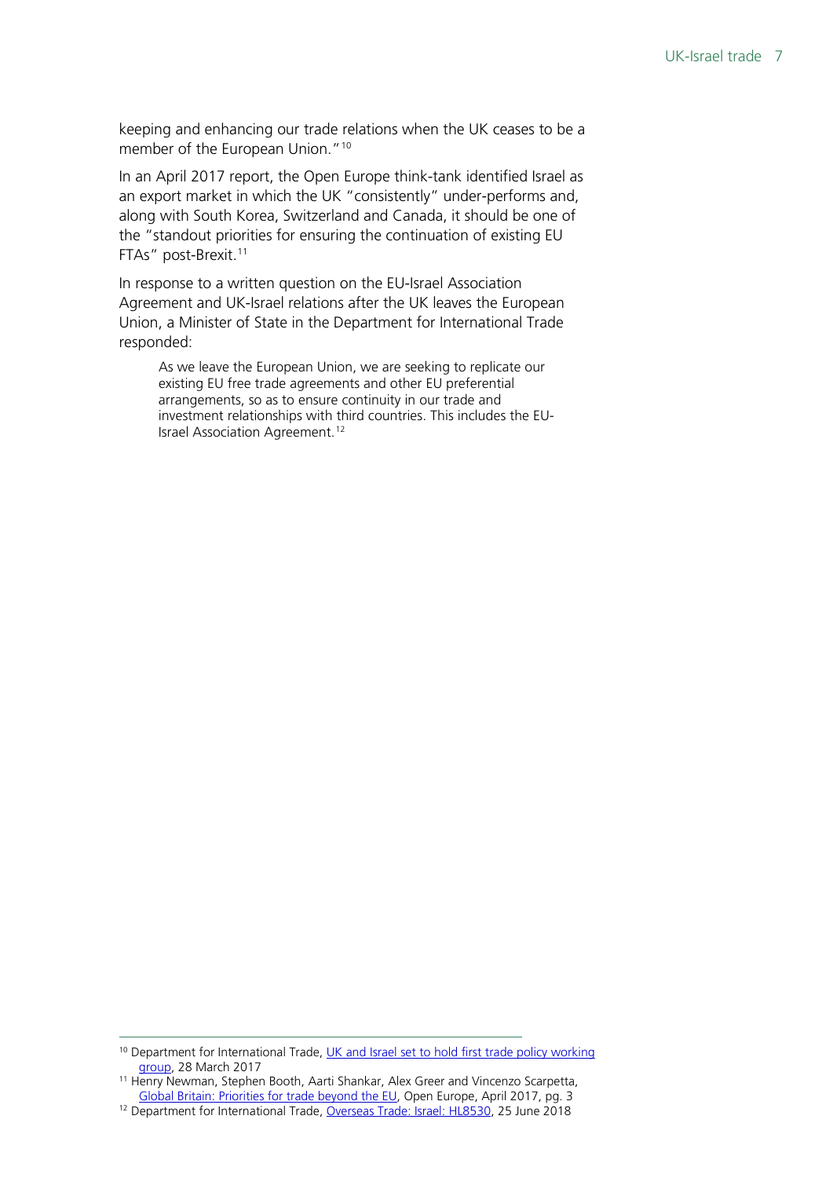keeping and enhancing our trade relations when the UK ceases to be a member of the European Union."[10]

In an April 2017 report, the Open Europe think-tank identified Israel as an export market in which the UK "consistently" under-performs and, along with South Korea, Switzerland and Canada, it should be one of the "standout priorities for ensuring the continuation of existing EU FTAs" post-Brexit.[11]

In response to a written question on the EU-Israel Association Agreement and UK-Israel relations after the UK leaves the European Union, a Minister of State in the Department for International Trade responded:

> As we leave the European Union, we are seeking to replicate our existing EU free trade agreements and other EU preferential arrangements, so as to ensure continuity in our trade and investment relationships with third countries. This includes the EU-Israel Association Agreement.[12]

---

[10] Department for International Trade, UK and Israel set to hold first trade policy working group, 28 March 2017

[11] Henry Newman, Stephen Booth, Aarti Shankar, Alex Greer and Vincenzo Scarpetta, Global Britain: Priorities for trade beyond the EU, Open Europe, April 2017, pg. 3

[12] Department for International Trade, Overseas Trade: Israel: HL8530, 25 June 2018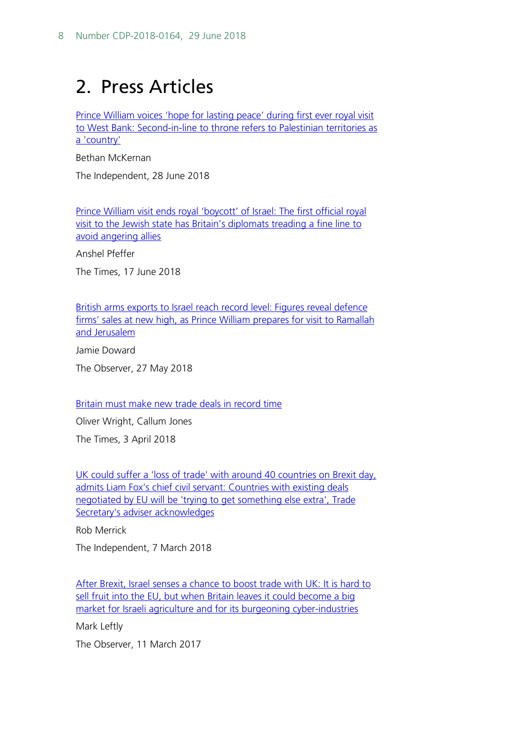## 2. Press Articles

Prince William voices 'hope for lasting peace' during first ever royal visit to West Bank: Second-in-line to throne refers to Palestinian territories as a 'country'

Bethan McKernan

The Independent, 28 June 2018

Prince William visit ends royal 'boycott' of Israel: The first official royal visit to the Jewish state has Britain's diplomats treading a fine line to avoid angering allies

Anshel Pfeffer

The Times, 17 June 2018

British arms exports to Israel reach record level: Figures reveal defence firms' sales at new high, as Prince William prepares for visit to Ramallah and Jerusalem

Jamie Doward

The Observer, 27 May 2018

Britain must make new trade deals in record time

Oliver Wright, Callum Jones

The Times, 3 April 2018

UK could suffer a 'loss of trade' with around 40 countries on Brexit day, admits Liam Fox's chief civil servant: Countries with existing deals negotiated by EU will be 'trying to get something else extra', Trade Secretary's adviser acknowledges

Rob Merrick

The Independent, 7 March 2018

After Brexit, Israel senses a chance to boost trade with UK: It is hard to sell fruit into the EU, but when Britain leaves it could become a big market for Israeli agriculture and for its burgeoning cyber-industries

Mark Leftly

The Observer, 11 March 2017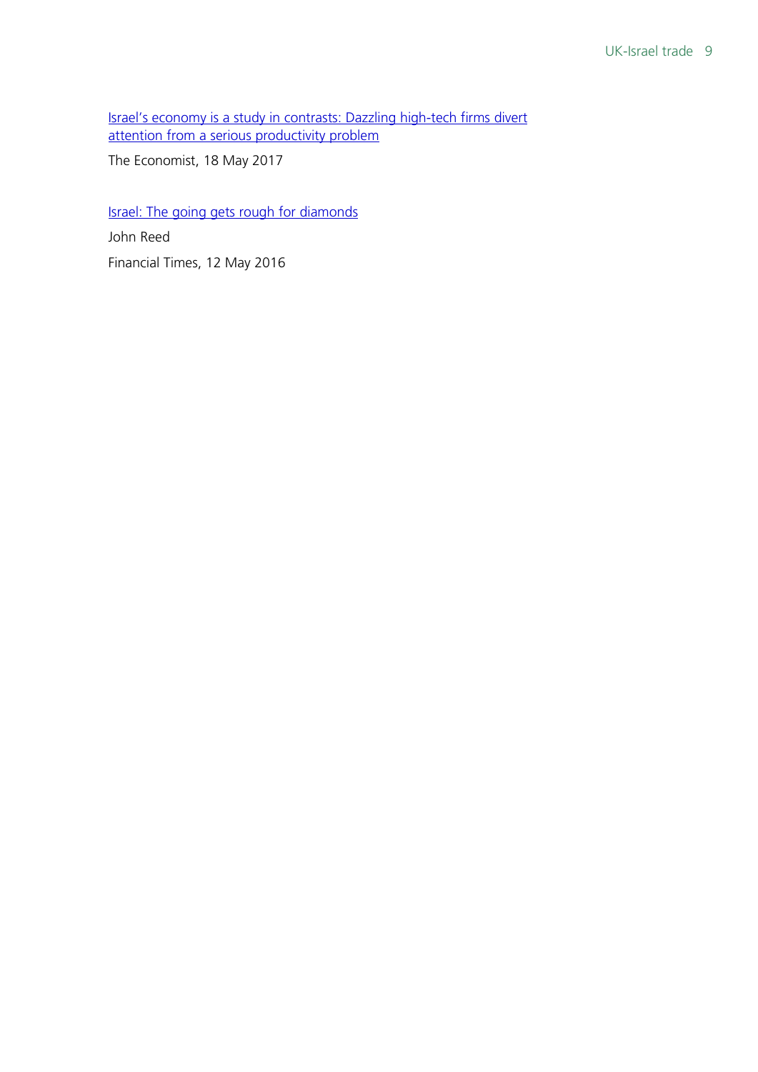[Israel’s economy is a study in contrasts: Dazzling high-tech firms divert attention from a serious productivity problem]

The Economist, 18 May 2017

[Israel: The going gets rough for diamonds]

John Reed

Financial Times, 12 May 2016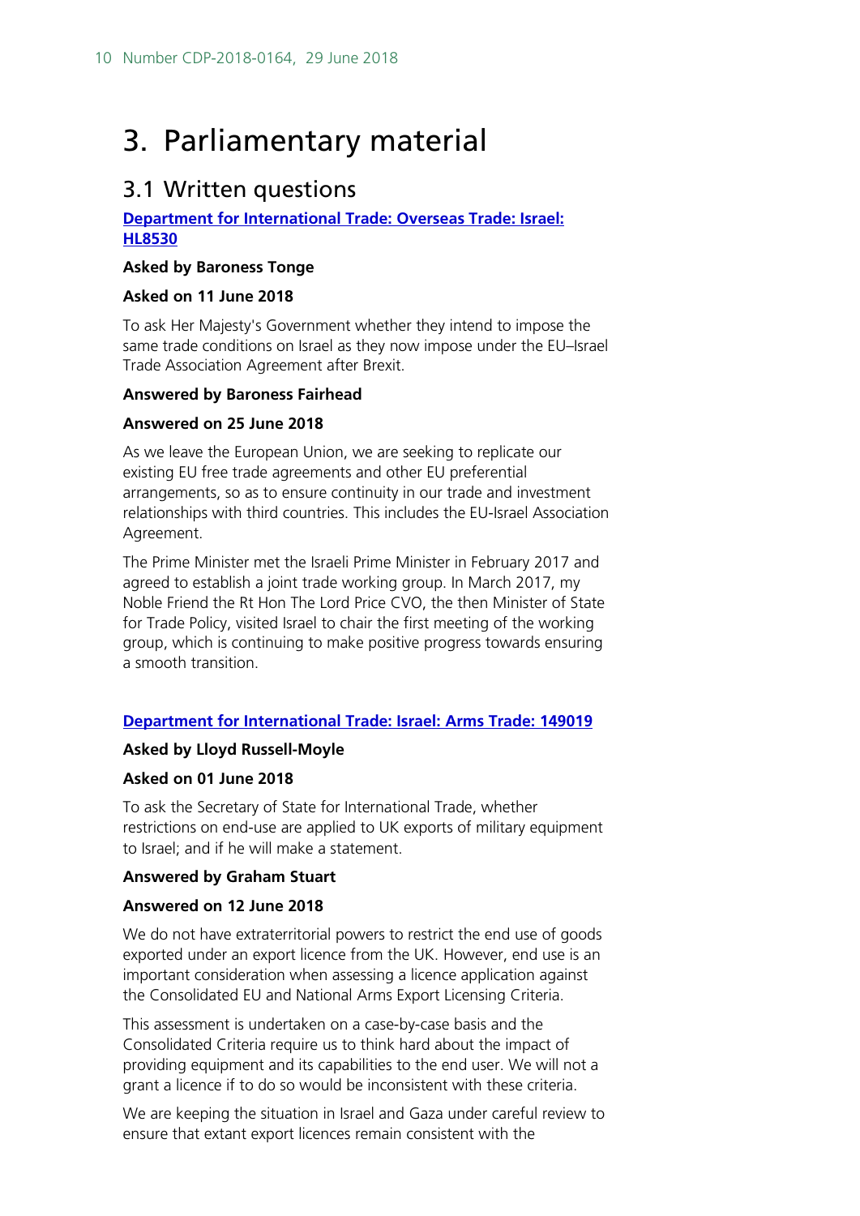# 3. Parliamentary material

## 3.1 Written questions

**Department for International Trade: Overseas Trade: Israel: HL8530**

**Asked by Baroness Tonge**

**Asked on 11 June 2018**

To ask Her Majesty's Government whether they intend to impose the same trade conditions on Israel as they now impose under the EU–Israel Trade Association Agreement after Brexit.

**Answered by Baroness Fairhead**

**Answered on 25 June 2018**

As we leave the European Union, we are seeking to replicate our existing EU free trade agreements and other EU preferential arrangements, so as to ensure continuity in our trade and investment relationships with third countries. This includes the EU-Israel Association Agreement.

The Prime Minister met the Israeli Prime Minister in February 2017 and agreed to establish a joint trade working group. In March 2017, my Noble Friend the Rt Hon The Lord Price CVO, the then Minister of State for Trade Policy, visited Israel to chair the first meeting of the working group, which is continuing to make positive progress towards ensuring a smooth transition.

**Department for International Trade: Israel: Arms Trade: 149019**

**Asked by Lloyd Russell-Moyle**

**Asked on 01 June 2018**

To ask the Secretary of State for International Trade, whether restrictions on end-use are applied to UK exports of military equipment to Israel; and if he will make a statement.

**Answered by Graham Stuart**

**Answered on 12 June 2018**

We do not have extraterritorial powers to restrict the end use of goods exported under an export licence from the UK. However, end use is an important consideration when assessing a licence application against the Consolidated EU and National Arms Export Licensing Criteria.

This assessment is undertaken on a case-by-case basis and the Consolidated Criteria require us to think hard about the impact of providing equipment and its capabilities to the end user. We will not a grant a licence if to do so would be inconsistent with these criteria.

We are keeping the situation in Israel and Gaza under careful review to ensure that extant export licences remain consistent with the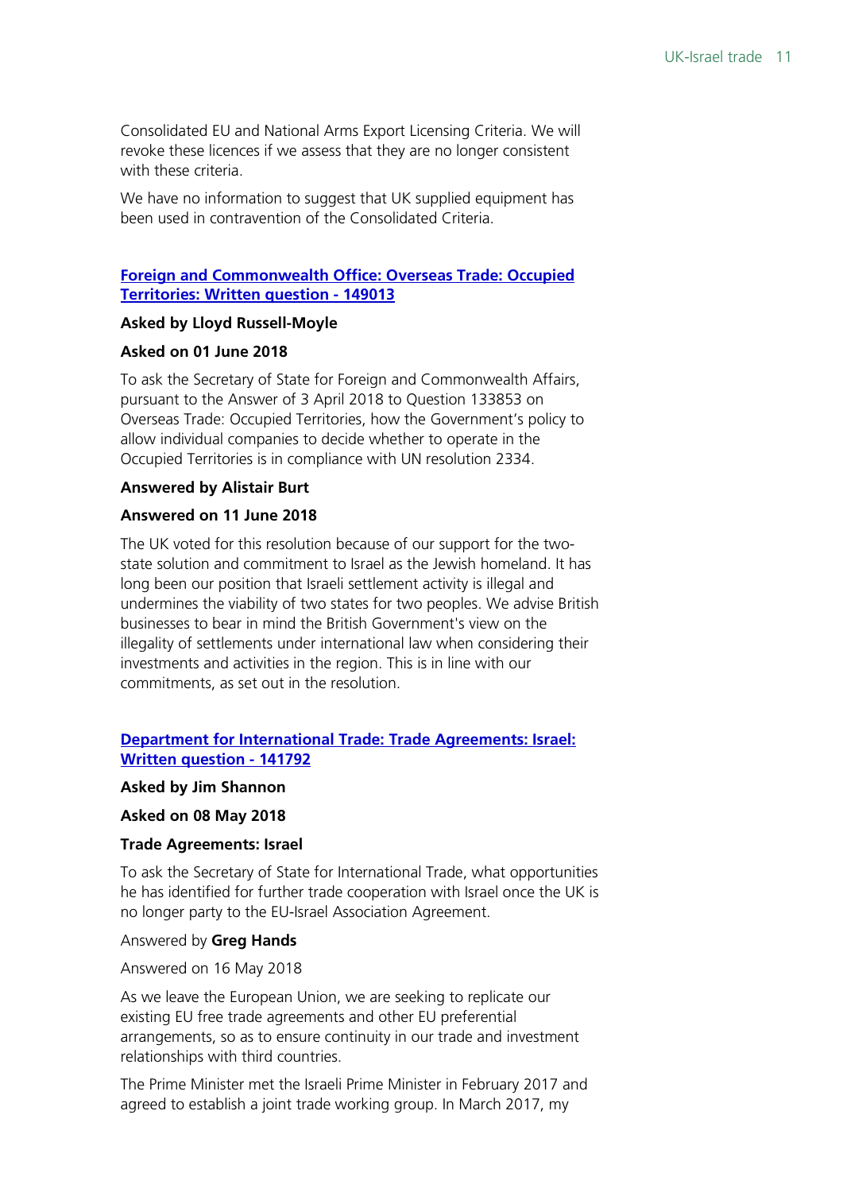Consolidated EU and National Arms Export Licensing Criteria. We will revoke these licences if we assess that they are no longer consistent with these criteria.

We have no information to suggest that UK supplied equipment has been used in contravention of the Consolidated Criteria.

### [Foreign and Commonwealth Office: Overseas Trade: Occupied Territories: Written question - 149013]()

**Asked by Lloyd Russell-Moyle**

**Asked on 01 June 2018**

To ask the Secretary of State for Foreign and Commonwealth Affairs, pursuant to the Answer of 3 April 2018 to Question 133853 on Overseas Trade: Occupied Territories, how the Government's policy to allow individual companies to decide whether to operate in the Occupied Territories is in compliance with UN resolution 2334.

**Answered by Alistair Burt**

**Answered on 11 June 2018**

The UK voted for this resolution because of our support for the two-state solution and commitment to Israel as the Jewish homeland. It has long been our position that Israeli settlement activity is illegal and undermines the viability of two states for two peoples. We advise British businesses to bear in mind the British Government's view on the illegality of settlements under international law when considering their investments and activities in the region. This is in line with our commitments, as set out in the resolution.

### [Department for International Trade: Trade Agreements: Israel: Written question - 141792]()

**Asked by Jim Shannon**

**Asked on 08 May 2018**

**Trade Agreements: Israel**

To ask the Secretary of State for International Trade, what opportunities he has identified for further trade cooperation with Israel once the UK is no longer party to the EU-Israel Association Agreement.

Answered by **Greg Hands**

Answered on 16 May 2018

As we leave the European Union, we are seeking to replicate our existing EU free trade agreements and other EU preferential arrangements, so as to ensure continuity in our trade and investment relationships with third countries.

The Prime Minister met the Israeli Prime Minister in February 2017 and agreed to establish a joint trade working group. In March 2017, my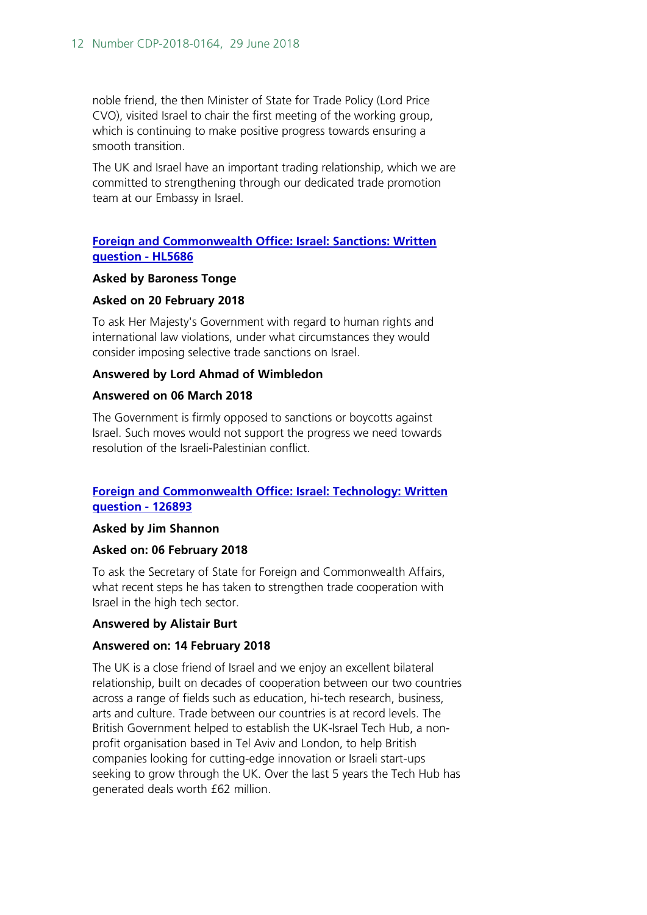noble friend, the then Minister of State for Trade Policy (Lord Price CVO), visited Israel to chair the first meeting of the working group, which is continuing to make positive progress towards ensuring a smooth transition.

The UK and Israel have an important trading relationship, which we are committed to strengthening through our dedicated trade promotion team at our Embassy in Israel.

### [Foreign and Commonwealth Office: Israel: Sanctions: Written question - HL5686]()

**Asked by Baroness Tonge**

**Asked on 20 February 2018**

To ask Her Majesty's Government with regard to human rights and international law violations, under what circumstances they would consider imposing selective trade sanctions on Israel.

**Answered by Lord Ahmad of Wimbledon**

**Answered on 06 March 2018**

The Government is firmly opposed to sanctions or boycotts against Israel. Such moves would not support the progress we need towards resolution of the Israeli-Palestinian conflict.

### [Foreign and Commonwealth Office: Israel: Technology: Written question - 126893]()

**Asked by Jim Shannon**

**Asked on: 06 February 2018**

To ask the Secretary of State for Foreign and Commonwealth Affairs, what recent steps he has taken to strengthen trade cooperation with Israel in the high tech sector.

**Answered by Alistair Burt**

**Answered on: 14 February 2018**

The UK is a close friend of Israel and we enjoy an excellent bilateral relationship, built on decades of cooperation between our two countries across a range of fields such as education, hi-tech research, business, arts and culture. Trade between our countries is at record levels. The British Government helped to establish the UK-Israel Tech Hub, a non-profit organisation based in Tel Aviv and London, to help British companies looking for cutting-edge innovation or Israeli start-ups seeking to grow through the UK. Over the last 5 years the Tech Hub has generated deals worth £62 million.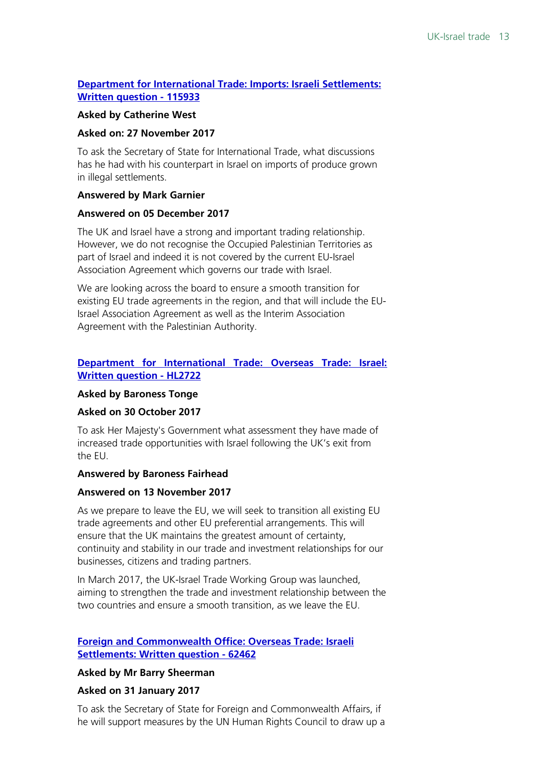### [Department for International Trade: Imports: Israeli Settlements: Written question - 115933]

**Asked by Catherine West**

**Asked on: 27 November 2017**

To ask the Secretary of State for International Trade, what discussions has he had with his counterpart in Israel on imports of produce grown in illegal settlements.

**Answered by Mark Garnier**

**Answered on 05 December 2017**

The UK and Israel have a strong and important trading relationship. However, we do not recognise the Occupied Palestinian Territories as part of Israel and indeed it is not covered by the current EU-Israel Association Agreement which governs our trade with Israel.

We are looking across the board to ensure a smooth transition for existing EU trade agreements in the region, and that will include the EU-Israel Association Agreement as well as the Interim Association Agreement with the Palestinian Authority.

### [Department for International Trade: Overseas Trade: Israel: Written question - HL2722]

**Asked by Baroness Tonge**

**Asked on 30 October 2017**

To ask Her Majesty's Government what assessment they have made of increased trade opportunities with Israel following the UK's exit from the EU.

**Answered by Baroness Fairhead**

**Answered on 13 November 2017**

As we prepare to leave the EU, we will seek to transition all existing EU trade agreements and other EU preferential arrangements. This will ensure that the UK maintains the greatest amount of certainty, continuity and stability in our trade and investment relationships for our businesses, citizens and trading partners.

In March 2017, the UK-Israel Trade Working Group was launched, aiming to strengthen the trade and investment relationship between the two countries and ensure a smooth transition, as we leave the EU.

### [Foreign and Commonwealth Office: Overseas Trade: Israeli Settlements: Written question - 62462]

**Asked by Mr Barry Sheerman**

**Asked on 31 January 2017**

To ask the Secretary of State for Foreign and Commonwealth Affairs, if he will support measures by the UN Human Rights Council to draw up a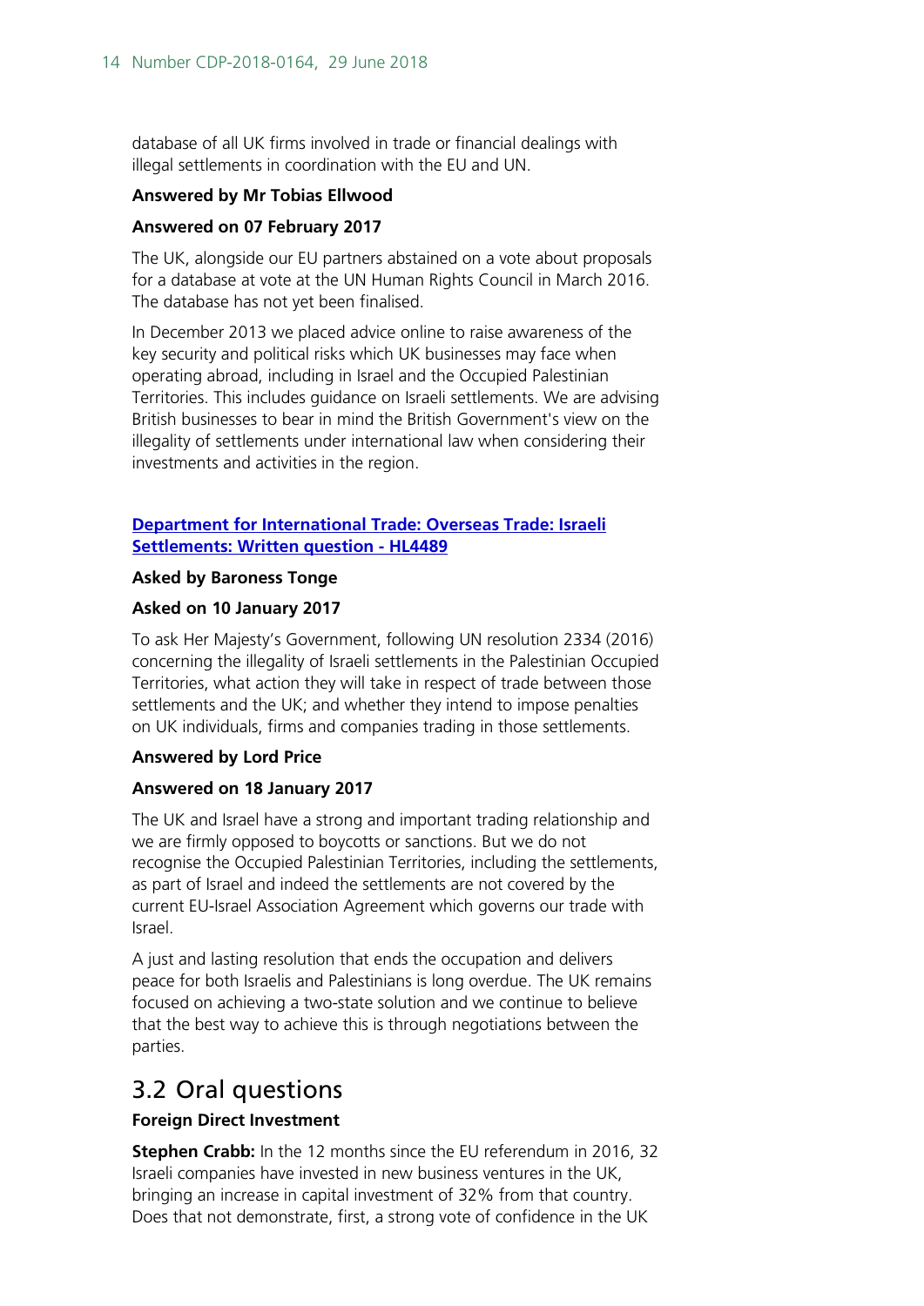database of all UK firms involved in trade or financial dealings with illegal settlements in coordination with the EU and UN.

**Answered by Mr Tobias Ellwood**

**Answered on 07 February 2017**

The UK, alongside our EU partners abstained on a vote about proposals for a database at vote at the UN Human Rights Council in March 2016. The database has not yet been finalised.

In December 2013 we placed advice online to raise awareness of the key security and political risks which UK businesses may face when operating abroad, including in Israel and the Occupied Palestinian Territories. This includes guidance on Israeli settlements. We are advising British businesses to bear in mind the British Government's view on the illegality of settlements under international law when considering their investments and activities in the region.

**Department for International Trade: Overseas Trade: Israeli Settlements: Written question - HL4489**

**Asked by Baroness Tonge**

**Asked on 10 January 2017**

To ask Her Majesty's Government, following UN resolution 2334 (2016) concerning the illegality of Israeli settlements in the Palestinian Occupied Territories, what action they will take in respect of trade between those settlements and the UK; and whether they intend to impose penalties on UK individuals, firms and companies trading in those settlements.

**Answered by Lord Price**

**Answered on 18 January 2017**

The UK and Israel have a strong and important trading relationship and we are firmly opposed to boycotts or sanctions. But we do not recognise the Occupied Palestinian Territories, including the settlements, as part of Israel and indeed the settlements are not covered by the current EU-Israel Association Agreement which governs our trade with Israel.

A just and lasting resolution that ends the occupation and delivers peace for both Israelis and Palestinians is long overdue. The UK remains focused on achieving a two-state solution and we continue to believe that the best way to achieve this is through negotiations between the parties.

## 3.2 Oral questions

**Foreign Direct Investment**

**Stephen Crabb:** In the 12 months since the EU referendum in 2016, 32 Israeli companies have invested in new business ventures in the UK, bringing an increase in capital investment of 32% from that country. Does that not demonstrate, first, a strong vote of confidence in the UK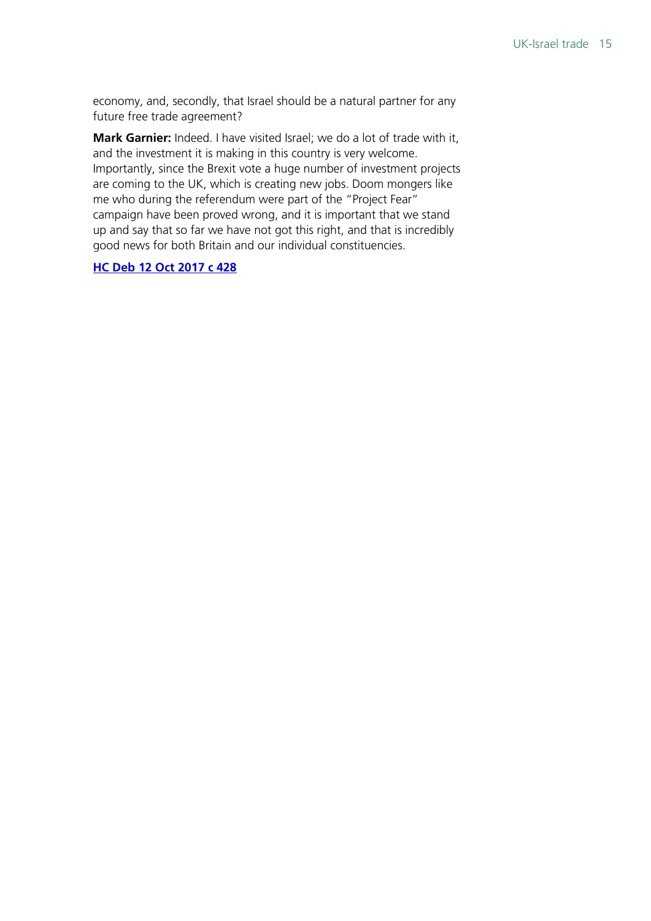economy, and, secondly, that Israel should be a natural partner for any future free trade agreement?

**Mark Garnier:** Indeed. I have visited Israel; we do a lot of trade with it, and the investment it is making in this country is very welcome. Importantly, since the Brexit vote a huge number of investment projects are coming to the UK, which is creating new jobs. Doom mongers like me who during the referendum were part of the "Project Fear" campaign have been proved wrong, and it is important that we stand up and say that so far we have not got this right, and that is incredibly good news for both Britain and our individual constituencies.

**HC Deb 12 Oct 2017 c 428**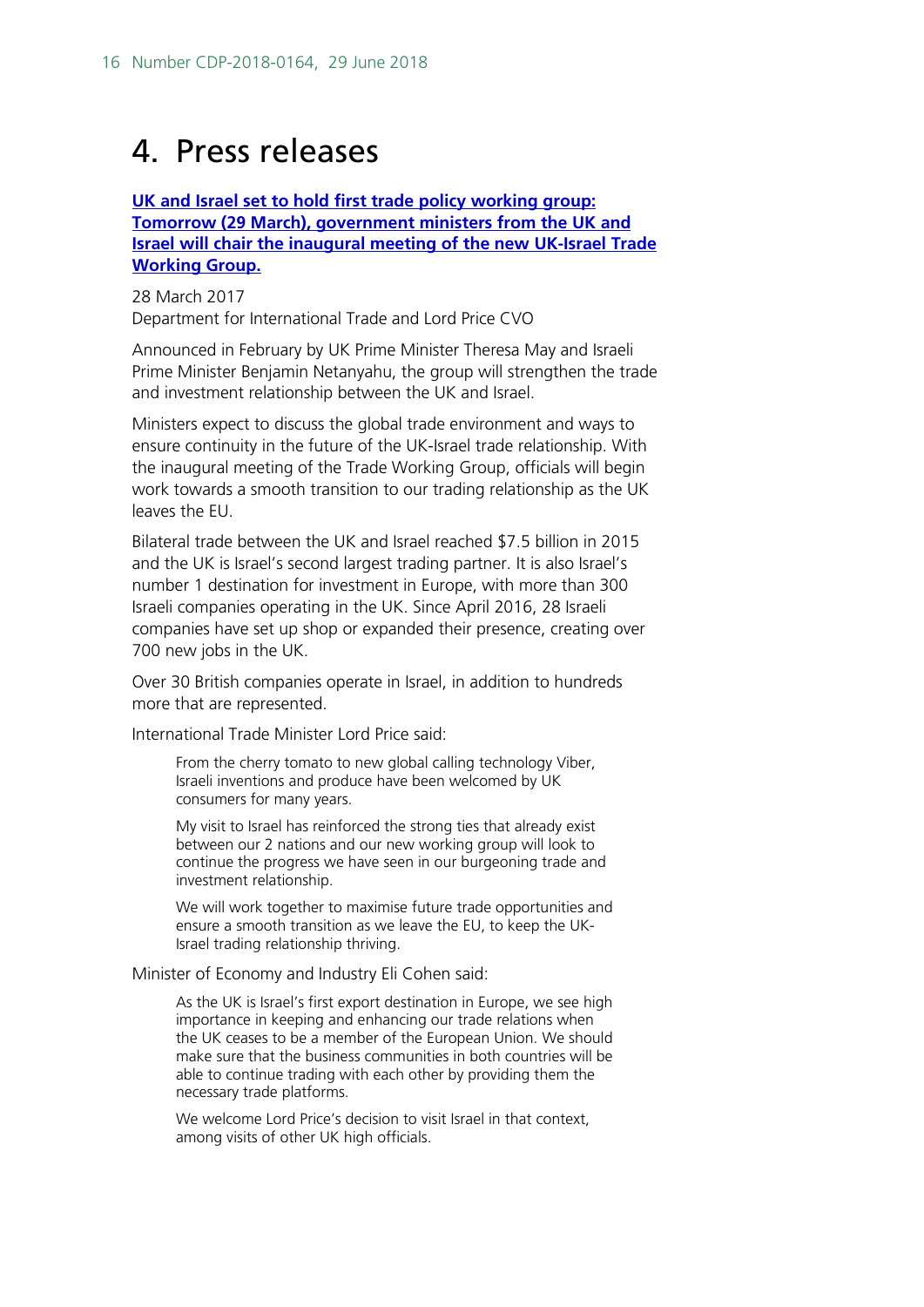# 4. Press releases

**UK and Israel set to hold first trade policy working group: Tomorrow (29 March), government ministers from the UK and Israel will chair the inaugural meeting of the new UK-Israel Trade Working Group.**

28 March 2017
Department for International Trade and Lord Price CVO

Announced in February by UK Prime Minister Theresa May and Israeli Prime Minister Benjamin Netanyahu, the group will strengthen the trade and investment relationship between the UK and Israel.

Ministers expect to discuss the global trade environment and ways to ensure continuity in the future of the UK-Israel trade relationship. With the inaugural meeting of the Trade Working Group, officials will begin work towards a smooth transition to our trading relationship as the UK leaves the EU.

Bilateral trade between the UK and Israel reached $7.5 billion in 2015 and the UK is Israel's second largest trading partner. It is also Israel's number 1 destination for investment in Europe, with more than 300 Israeli companies operating in the UK. Since April 2016, 28 Israeli companies have set up shop or expanded their presence, creating over 700 new jobs in the UK.

Over 30 British companies operate in Israel, in addition to hundreds more that are represented.

International Trade Minister Lord Price said:

> From the cherry tomato to new global calling technology Viber, Israeli inventions and produce have been welcomed by UK consumers for many years.
>
> My visit to Israel has reinforced the strong ties that already exist between our 2 nations and our new working group will look to continue the progress we have seen in our burgeoning trade and investment relationship.
>
> We will work together to maximise future trade opportunities and ensure a smooth transition as we leave the EU, to keep the UK-Israel trading relationship thriving.

Minister of Economy and Industry Eli Cohen said:

> As the UK is Israel's first export destination in Europe, we see high importance in keeping and enhancing our trade relations when the UK ceases to be a member of the European Union. We should make sure that the business communities in both countries will be able to continue trading with each other by providing them the necessary trade platforms.
>
> We welcome Lord Price's decision to visit Israel in that context, among visits of other UK high officials.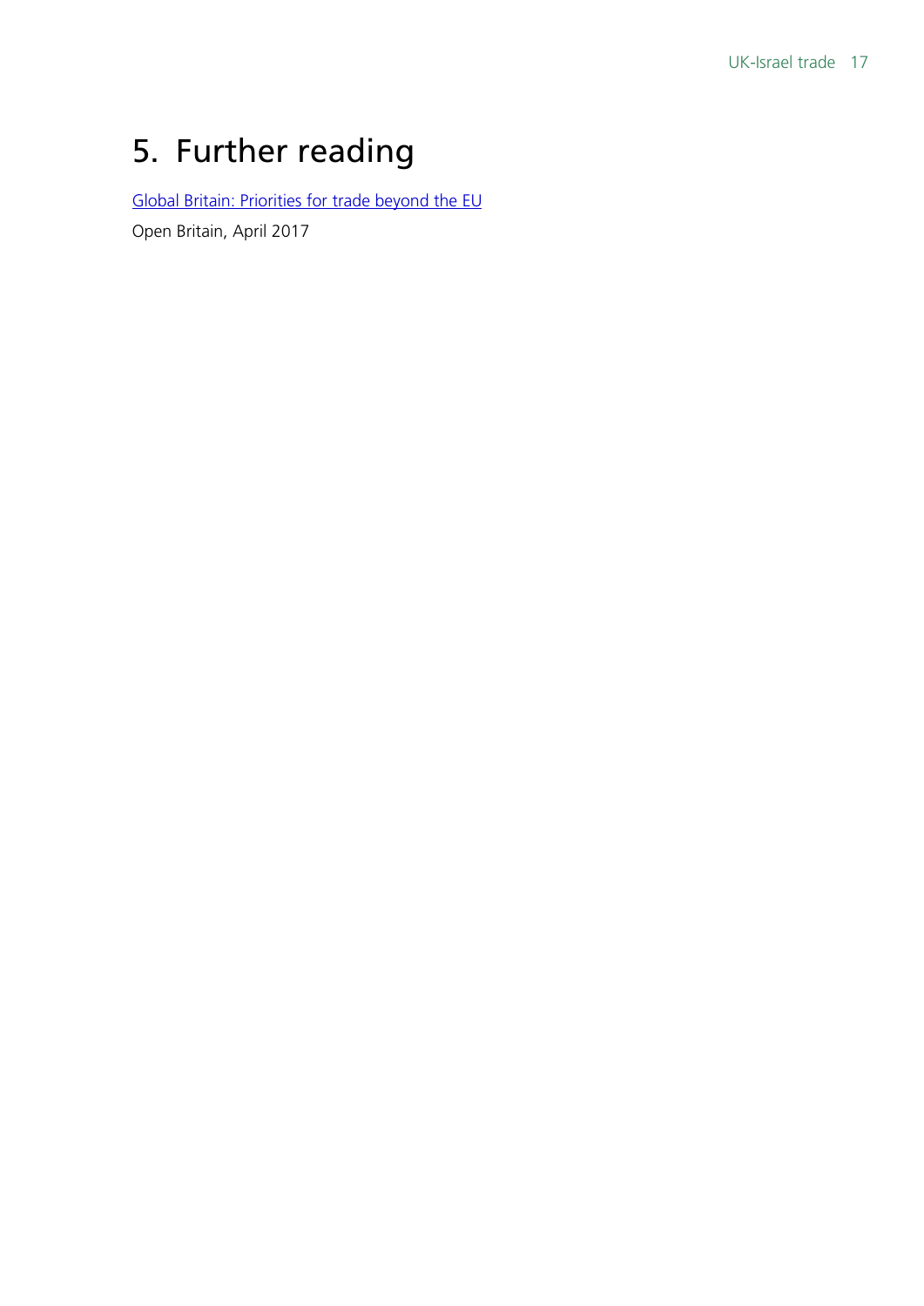# 5. Further reading

Global Britain: Priorities for trade beyond the EU

Open Britain, April 2017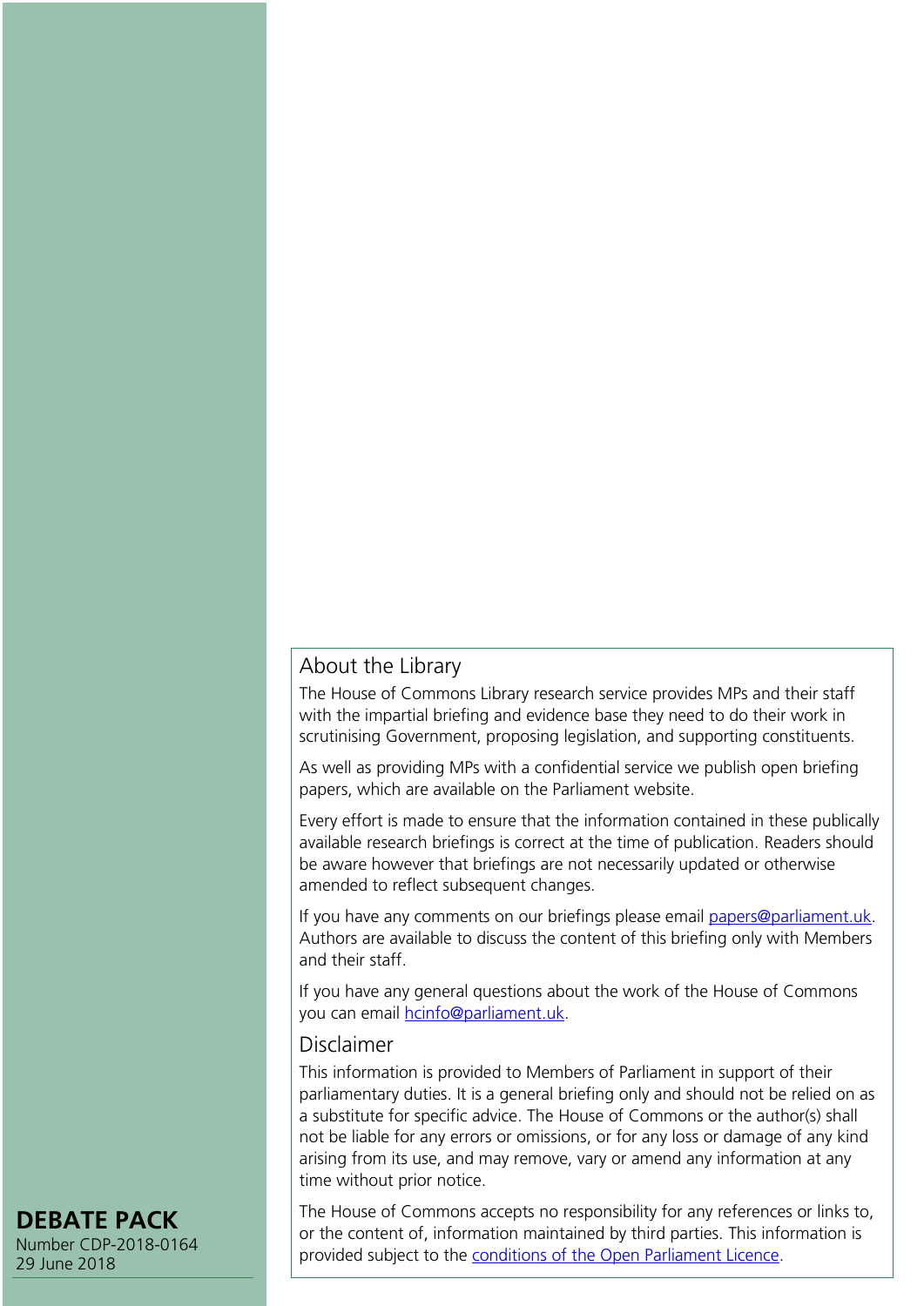## About the Library

The House of Commons Library research service provides MPs and their staff with the impartial briefing and evidence base they need to do their work in scrutinising Government, proposing legislation, and supporting constituents.

As well as providing MPs with a confidential service we publish open briefing papers, which are available on the Parliament website.

Every effort is made to ensure that the information contained in these publically available research briefings is correct at the time of publication. Readers should be aware however that briefings are not necessarily updated or otherwise amended to reflect subsequent changes.

If you have any comments on our briefings please email [papers@parliament.uk](mailto:papers@parliament.uk). Authors are available to discuss the content of this briefing only with Members and their staff.

If you have any general questions about the work of the House of Commons you can email [hcinfo@parliament.uk](mailto:hcinfo@parliament.uk).

## Disclaimer

This information is provided to Members of Parliament in support of their parliamentary duties. It is a general briefing only and should not be relied on as a substitute for specific advice. The House of Commons or the author(s) shall not be liable for any errors or omissions, or for any loss or damage of any kind arising from its use, and may remove, vary or amend any information at any time without prior notice.

The House of Commons accepts no responsibility for any references or links to, or the content of, information maintained by third parties. This information is provided subject to the conditions of the Open Parliament Licence.

**DEBATE PACK**

Number CDP-2018-0164

29 June 2018